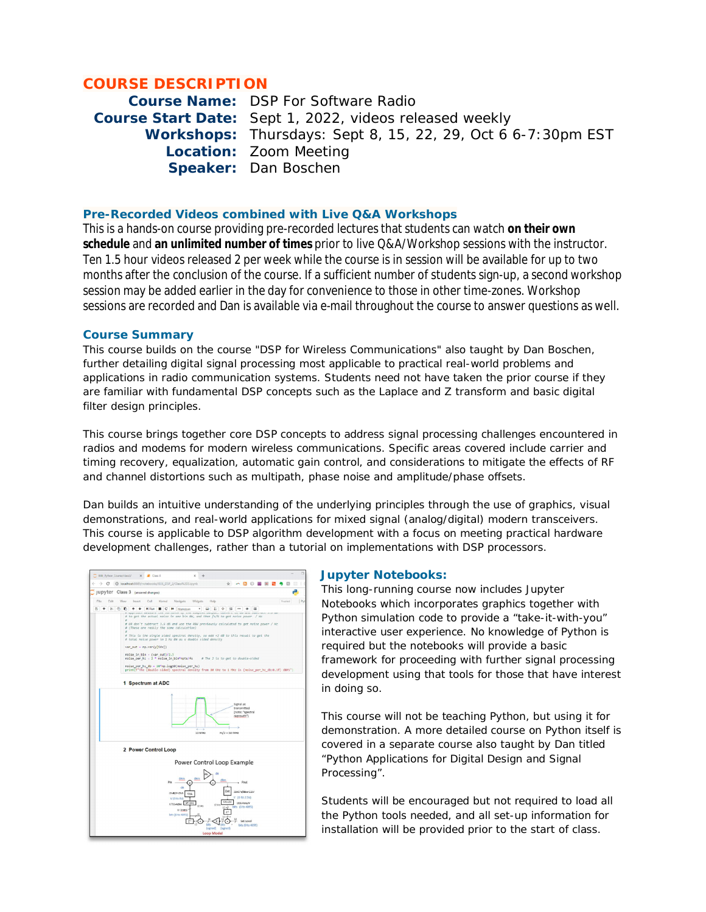# COURSE DESCRIPTION

**Course Name:** DSP For Software Radio
**Course Start Date:** Sept 1, 2022, videos released weekly
**Workshops:** Thursdays: Sept 8, 15, 22, 29, Oct 6 6-7:30pm EST
**Location:** Zoom Meeting
**Speaker:** Dan Boschen

## Pre-Recorded Videos combined with Live Q&A Workshops

This is a hands-on course providing pre-recorded lectures that students can watch **on their own schedule** and **an unlimited number of times** prior to live Q&A/Workshop sessions with the instructor. Ten 1.5 hour videos released 2 per week while the course is in session will be available for up to two months after the conclusion of the course. If a sufficient number of students sign-up, a second workshop session may be added earlier in the day for convenience to those in other time-zones. Workshop sessions are recorded and Dan is available via e-mail throughout the course to answer questions as well.

## Course Summary

This course builds on the course "DSP for Wireless Communications" also taught by Dan Boschen, further detailing digital signal processing most applicable to practical real-world problems and applications in radio communication systems. Students need not have taken the prior course if they are familiar with fundamental DSP concepts such as the Laplace and Z transform and basic digital filter design principles.

This course brings together core DSP concepts to address signal processing challenges encountered in radios and modems for modern wireless communications. Specific areas covered include carrier and timing recovery, equalization, automatic gain control, and considerations to mitigate the effects of RF and channel distortions such as multipath, phase noise and amplitude/phase offsets.

Dan builds an intuitive understanding of the underlying principles through the use of graphics, visual demonstrations, and real-world applications for mixed signal (analog/digital) modern transceivers. This course is applicable to DSP algorithm development with a focus on meeting practical hardware development challenges, rather than a tutorial on implementations with DSP processors.

## Jupyter Notebooks:

This long-running course now includes Jupyter Notebooks which incorporates graphics together with Python simulation code to provide a “take-it-with-you” interactive user experience. No knowledge of Python is required but the notebooks will provide a basic framework for proceeding with further signal processing development using that tools for those that have interest in doing so.

This course will not be teaching Python, but using it for demonstration. A more detailed course on Python itself is covered in a separate course also taught by Dan titled “Python Applications for Digital Design and Signal Processing”.

Students will be encouraged but not required to load all the Python tools needed, and all set-up information for installation will be provided prior to the start of class.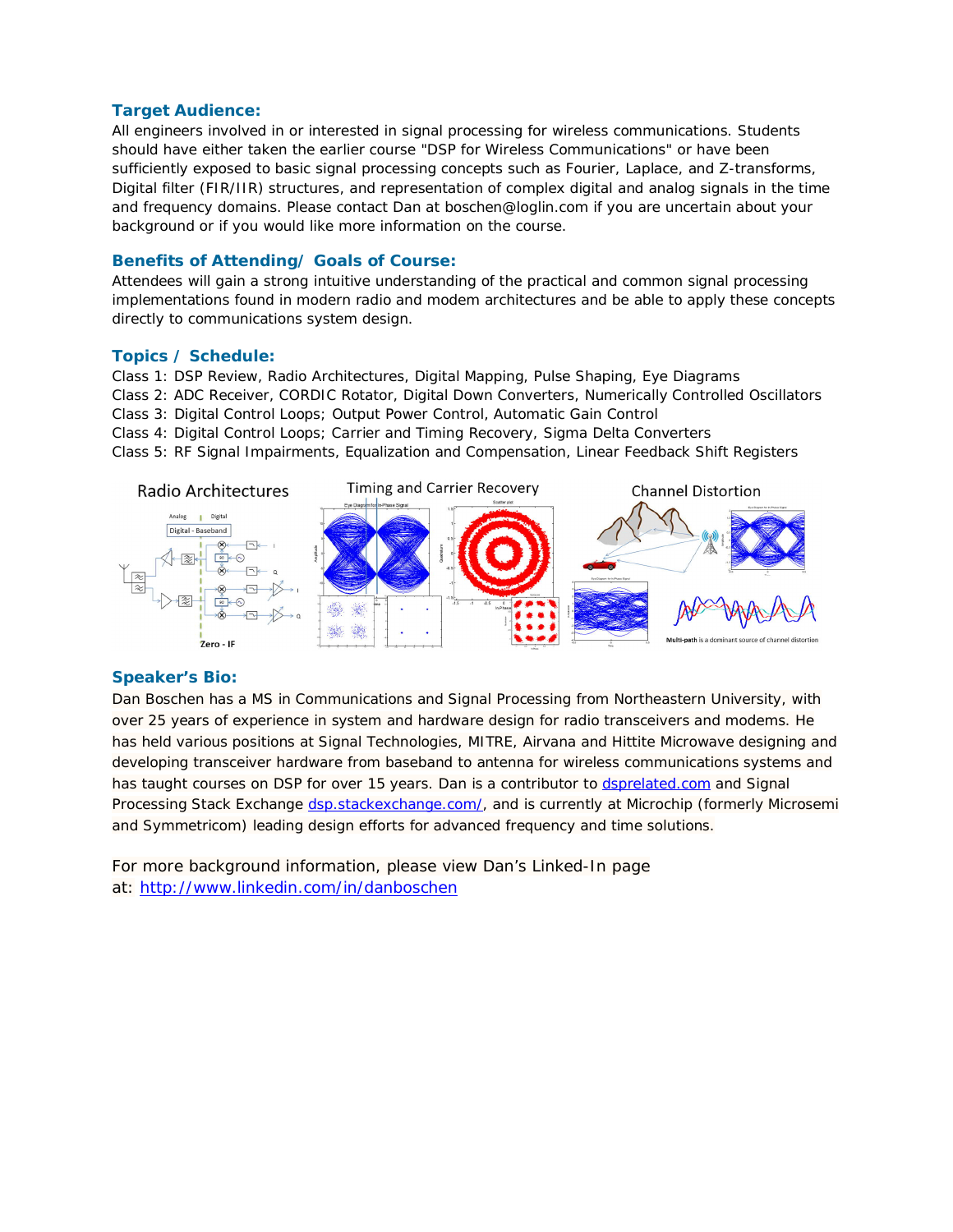## Target Audience:

All engineers involved in or interested in signal processing for wireless communications. Students should have either taken the earlier course "DSP for Wireless Communications" or have been sufficiently exposed to basic signal processing concepts such as Fourier, Laplace, and Z-transforms, Digital filter (FIR/IIR) structures, and representation of complex digital and analog signals in the time and frequency domains. Please contact Dan at boschen@loglin.com if you are uncertain about your background or if you would like more information on the course.

## Benefits of Attending/ Goals of Course:

Attendees will gain a strong intuitive understanding of the practical and common signal processing implementations found in modern radio and modem architectures and be able to apply these concepts directly to communications system design.

## Topics / Schedule:

Class 1: DSP Review, Radio Architectures, Digital Mapping, Pulse Shaping, Eye Diagrams
Class 2: ADC Receiver, CORDIC Rotator, Digital Down Converters, Numerically Controlled Oscillators
Class 3: Digital Control Loops; Output Power Control, Automatic Gain Control
Class 4: Digital Control Loops; Carrier and Timing Recovery, Sigma Delta Converters
Class 5: RF Signal Impairments, Equalization and Compensation, Linear Feedback Shift Registers

Radio Architectures

Timing and Carrier Recovery

Channel Distortion

Zero - IF

Multi-path is a dominant source of channel distortion

## Speaker's Bio:

Dan Boschen has a MS in Communications and Signal Processing from Northeastern University, with over 25 years of experience in system and hardware design for radio transceivers and modems. He has held various positions at Signal Technologies, MITRE, Airvana and Hittite Microwave designing and developing transceiver hardware from baseband to antenna for wireless communications systems and has taught courses on DSP for over 15 years. Dan is a contributor to [dsprelated.com](http://dsprelated.com) and Signal Processing Stack Exchange [dsp.stackexchange.com/](http://dsp.stackexchange.com/), and is currently at Microchip (formerly Microsemi and Symmetricom) leading design efforts for advanced frequency and time solutions.

For more background information, please view Dan's Linked-In page at: [http://www.linkedin.com/in/danboschen](http://www.linkedin.com/in/danboschen)